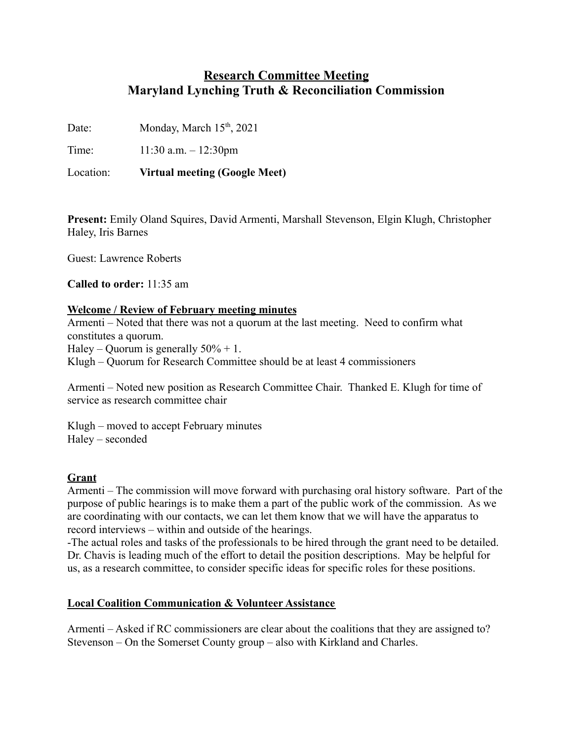# Research Committee Meeting
# Maryland Lynching Truth & Reconciliation Commission

Date: Monday, March 15th, 2021

Time: 11:30 a.m. – 12:30pm

Location: **Virtual meeting (Google Meet)**

**Present:** Emily Oland Squires, David Armenti, Marshall Stevenson, Elgin Klugh, Christopher Haley, Iris Barnes

Guest: Lawrence Roberts

**Called to order:** 11:35 am

## Welcome / Review of February meeting minutes

Armenti – Noted that there was not a quorum at the last meeting. Need to confirm what constitutes a quorum.
Haley – Quorum is generally 50% + 1.
Klugh – Quorum for Research Committee should be at least 4 commissioners

Armenti – Noted new position as Research Committee Chair. Thanked E. Klugh for time of service as research committee chair

Klugh – moved to accept February minutes
Haley – seconded

## Grant

Armenti – The commission will move forward with purchasing oral history software. Part of the purpose of public hearings is to make them a part of the public work of the commission. As we are coordinating with our contacts, we can let them know that we will have the apparatus to record interviews – within and outside of the hearings.
-The actual roles and tasks of the professionals to be hired through the grant need to be detailed. Dr. Chavis is leading much of the effort to detail the position descriptions. May be helpful for us, as a research committee, to consider specific ideas for specific roles for these positions.

## Local Coalition Communication & Volunteer Assistance

Armenti – Asked if RC commissioners are clear about the coalitions that they are assigned to?
Stevenson – On the Somerset County group – also with Kirkland and Charles.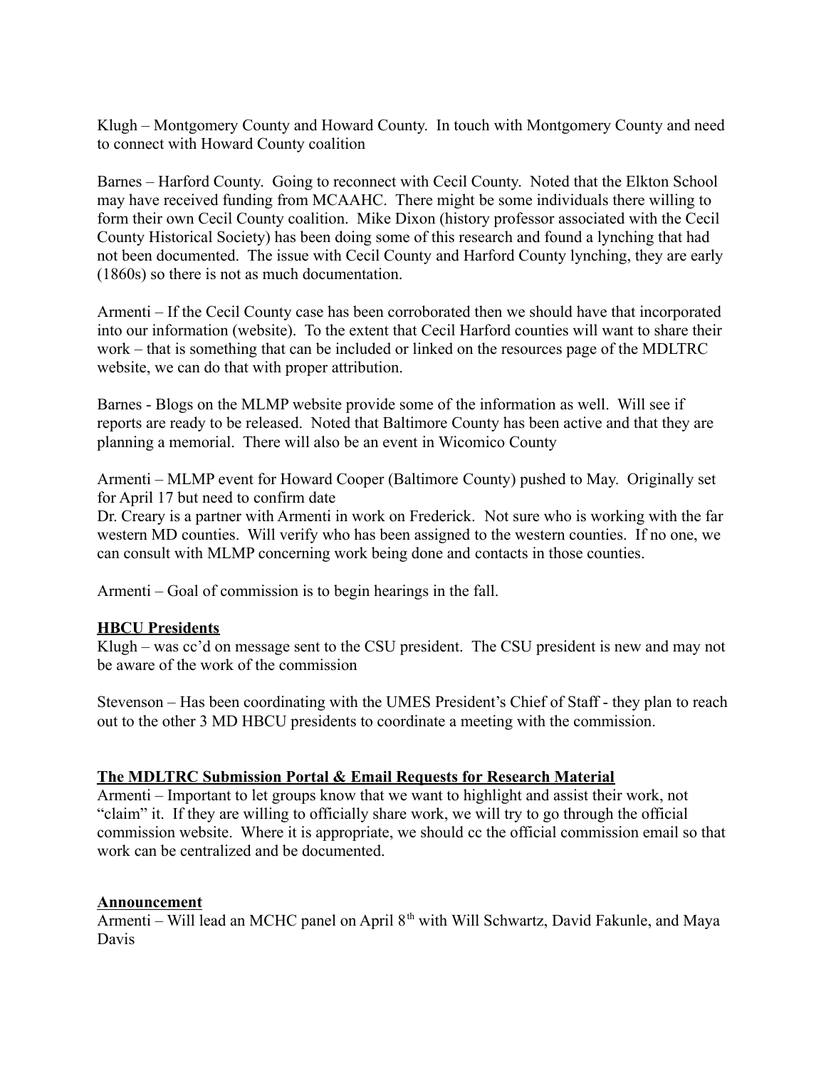Klugh – Montgomery County and Howard County. In touch with Montgomery County and need to connect with Howard County coalition

Barnes – Harford County. Going to reconnect with Cecil County. Noted that the Elkton School may have received funding from MCAAHC. There might be some individuals there willing to form their own Cecil County coalition. Mike Dixon (history professor associated with the Cecil County Historical Society) has been doing some of this research and found a lynching that had not been documented. The issue with Cecil County and Harford County lynching, they are early (1860s) so there is not as much documentation.

Armenti – If the Cecil County case has been corroborated then we should have that incorporated into our information (website). To the extent that Cecil Harford counties will want to share their work – that is something that can be included or linked on the resources page of the MDLTRC website, we can do that with proper attribution.

Barnes - Blogs on the MLMP website provide some of the information as well. Will see if reports are ready to be released. Noted that Baltimore County has been active and that they are planning a memorial. There will also be an event in Wicomico County

Armenti – MLMP event for Howard Cooper (Baltimore County) pushed to May. Originally set for April 17 but need to confirm date
Dr. Creary is a partner with Armenti in work on Frederick. Not sure who is working with the far western MD counties. Will verify who has been assigned to the western counties. If no one, we can consult with MLMP concerning work being done and contacts in those counties.

Armenti – Goal of commission is to begin hearings in the fall.

**HBCU Presidents**
Klugh – was cc'd on message sent to the CSU president. The CSU president is new and may not be aware of the work of the commission

Stevenson – Has been coordinating with the UMES President's Chief of Staff - they plan to reach out to the other 3 MD HBCU presidents to coordinate a meeting with the commission.

**The MDLTRC Submission Portal & Email Requests for Research Material**
Armenti – Important to let groups know that we want to highlight and assist their work, not "claim" it. If they are willing to officially share work, we will try to go through the official commission website. Where it is appropriate, we should cc the official commission email so that work can be centralized and be documented.

**Announcement**
Armenti – Will lead an MCHC panel on April 8th with Will Schwartz, David Fakunle, and Maya Davis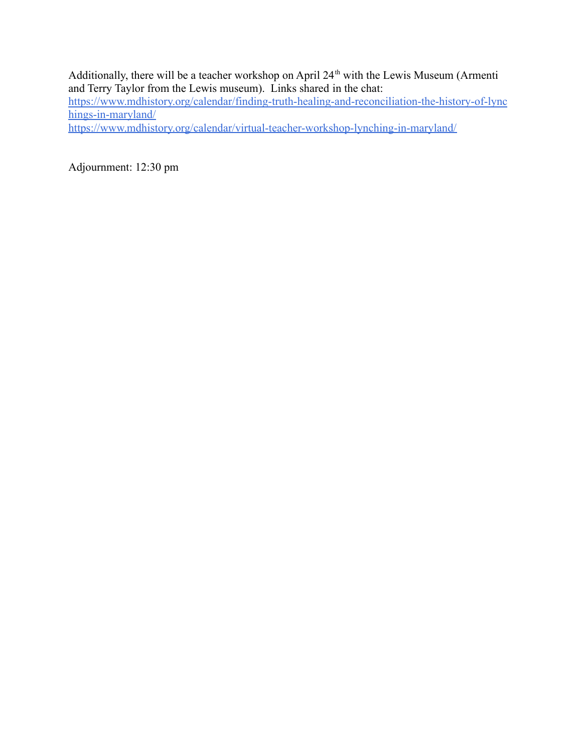Additionally, there will be a teacher workshop on April 24th with the Lewis Museum (Armenti and Terry Taylor from the Lewis museum). Links shared in the chat:
https://www.mdhistory.org/calendar/finding-truth-healing-and-reconciliation-the-history-of-lynchings-in-maryland/
https://www.mdhistory.org/calendar/virtual-teacher-workshop-lynching-in-maryland/

Adjournment: 12:30 pm